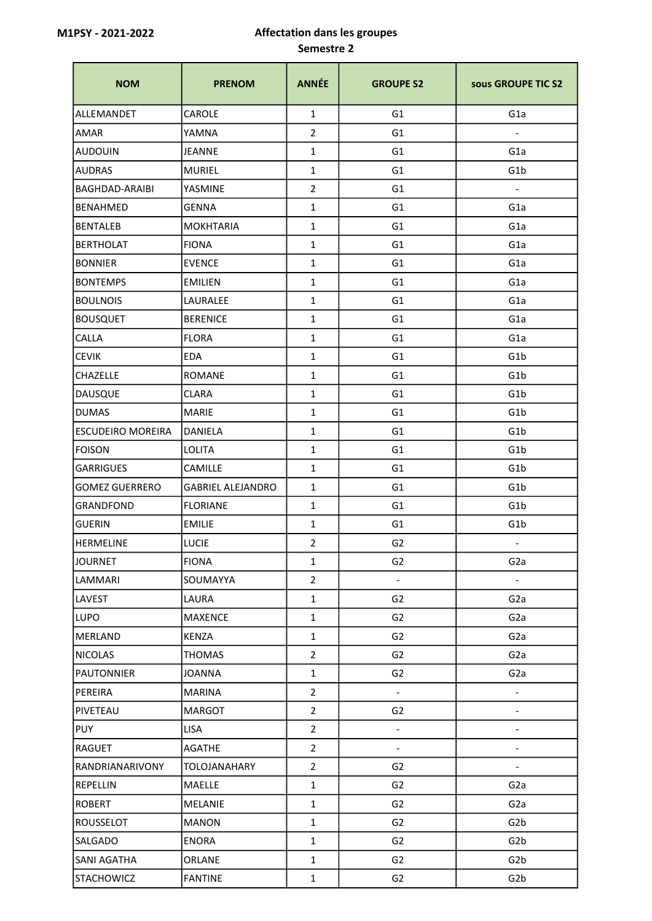M1PSY - 2021-2022

**Affectation dans les groupes**
**Semestre 2**

| NOM | PRENOM | ANNÉE | GROUPE S2 | sous GROUPE TIC S2 |
|---|---|---|---|---|
| ALLEMANDET | CAROLE | 1 | G1 | G1a |
| AMAR | YAMNA | 2 | G1 | - |
| AUDOUIN | JEANNE | 1 | G1 | G1a |
| AUDRAS | MURIEL | 1 | G1 | G1b |
| BAGHDAD-ARAIBI | YASMINE | 2 | G1 | - |
| BENAHMED | GENNA | 1 | G1 | G1a |
| BENTALEB | MOKHTARIA | 1 | G1 | G1a |
| BERTHOLAT | FIONA | 1 | G1 | G1a |
| BONNIER | EVENCE | 1 | G1 | G1a |
| BONTEMPS | EMILIEN | 1 | G1 | G1a |
| BOULNOIS | LAURALEE | 1 | G1 | G1a |
| BOUSQUET | BERENICE | 1 | G1 | G1a |
| CALLA | FLORA | 1 | G1 | G1a |
| CEVIK | EDA | 1 | G1 | G1b |
| CHAZELLE | ROMANE | 1 | G1 | G1b |
| DAUSQUE | CLARA | 1 | G1 | G1b |
| DUMAS | MARIE | 1 | G1 | G1b |
| ESCUDEIRO MOREIRA | DANIELA | 1 | G1 | G1b |
| FOISON | LOLITA | 1 | G1 | G1b |
| GARRIGUES | CAMILLE | 1 | G1 | G1b |
| GOMEZ GUERRERO | GABRIEL ALEJANDRO | 1 | G1 | G1b |
| GRANDFOND | FLORIANE | 1 | G1 | G1b |
| GUERIN | EMILIE | 1 | G1 | G1b |
| HERMELINE | LUCIE | 2 | G2 | - |
| JOURNET | FIONA | 1 | G2 | G2a |
| LAMMARI | SOUMAYYA | 2 | - | - |
| LAVEST | LAURA | 1 | G2 | G2a |
| LUPO | MAXENCE | 1 | G2 | G2a |
| MERLAND | KENZA | 1 | G2 | G2a |
| NICOLAS | THOMAS | 2 | G2 | G2a |
| PAUTONNIER | JOANNA | 1 | G2 | G2a |
| PEREIRA | MARINA | 2 | - | - |
| PIVETEAU | MARGOT | 2 | G2 | - |
| PUY | LISA | 2 | - | - |
| RAGUET | AGATHE | 2 | - | - |
| RANDRIANARIVONY | TOLOJANAHARY | 2 | G2 | - |
| REPELLIN | MAELLE | 1 | G2 | G2a |
| ROBERT | MELANIE | 1 | G2 | G2a |
| ROUSSELOT | MANON | 1 | G2 | G2b |
| SALGADO | ENORA | 1 | G2 | G2b |
| SANI AGATHA | ORLANE | 1 | G2 | G2b |
| STACHOWICZ | FANTINE | 1 | G2 | G2b |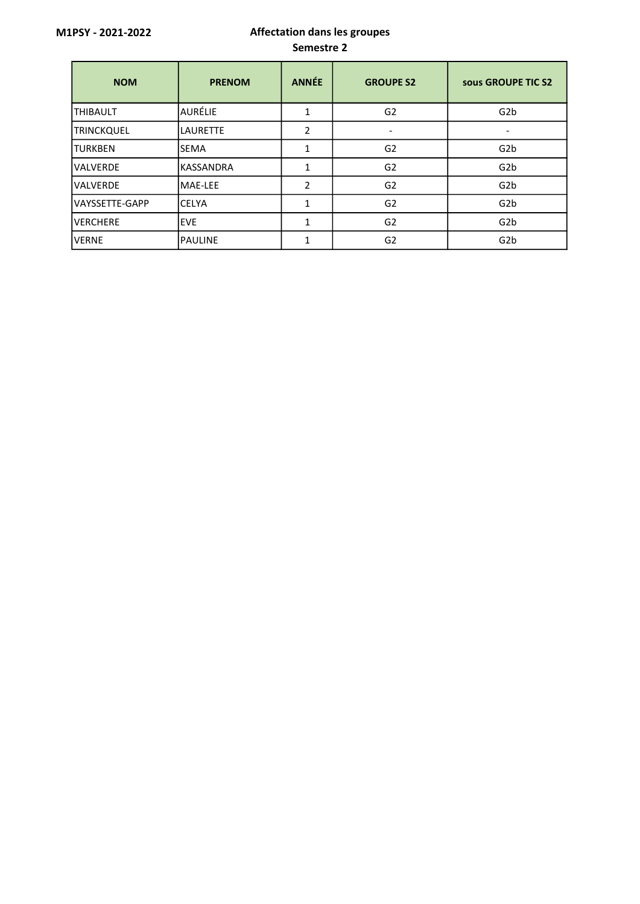**M1PSY - 2021-2022**

**Affectation dans les groupes**
**Semestre 2**

| NOM | PRENOM | ANNÉE | GROUPE S2 | sous GROUPE TIC S2 |
|---|---|---|---|---|
| THIBAULT | AURÉLIE | 1 | G2 | G2b |
| TRINCKQUEL | LAURETTE | 2 | - | - |
| TURKBEN | SEMA | 1 | G2 | G2b |
| VALVERDE | KASSANDRA | 1 | G2 | G2b |
| VALVERDE | MAE-LEE | 2 | G2 | G2b |
| VAYSSETTE-GAPP | CELYA | 1 | G2 | G2b |
| VERCHERE | EVE | 1 | G2 | G2b |
| VERNE | PAULINE | 1 | G2 | G2b |